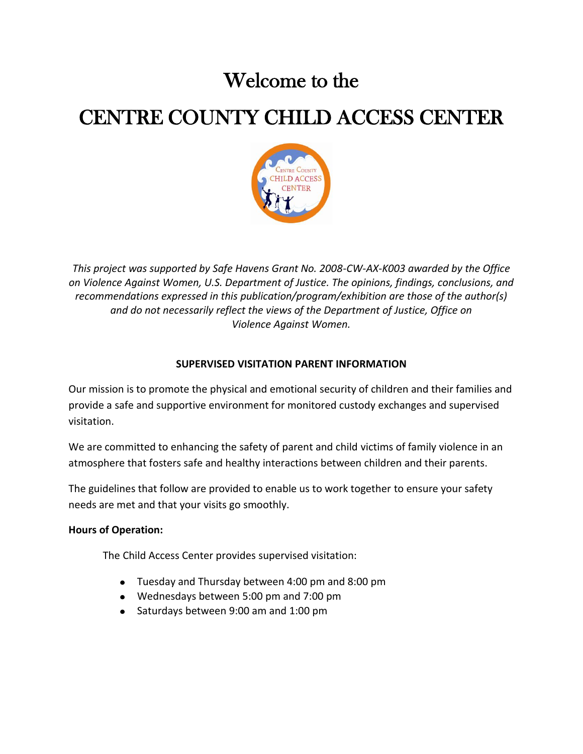# Welcome to the

# CENTRE COUNTY CHILD ACCESS CENTER

*This project was supported by Safe Havens Grant No. 2008-CW-AX-K003 awarded by the Office on Violence Against Women, U.S. Department of Justice. The opinions, findings, conclusions, and recommendations expressed in this publication/program/exhibition are those of the author(s) and do not necessarily reflect the views of the Department of Justice, Office on Violence Against Women.*

**SUPERVISED VISITATION PARENT INFORMATION**

Our mission is to promote the physical and emotional security of children and their families and provide a safe and supportive environment for monitored custody exchanges and supervised visitation.

We are committed to enhancing the safety of parent and child victims of family violence in an atmosphere that fosters safe and healthy interactions between children and their parents.

The guidelines that follow are provided to enable us to work together to ensure your safety needs are met and that your visits go smoothly.

**Hours of Operation:**

The Child Access Center provides supervised visitation:

- Tuesday and Thursday between 4:00 pm and 8:00 pm
- Wednesdays between 5:00 pm and 7:00 pm
- Saturdays between 9:00 am and 1:00 pm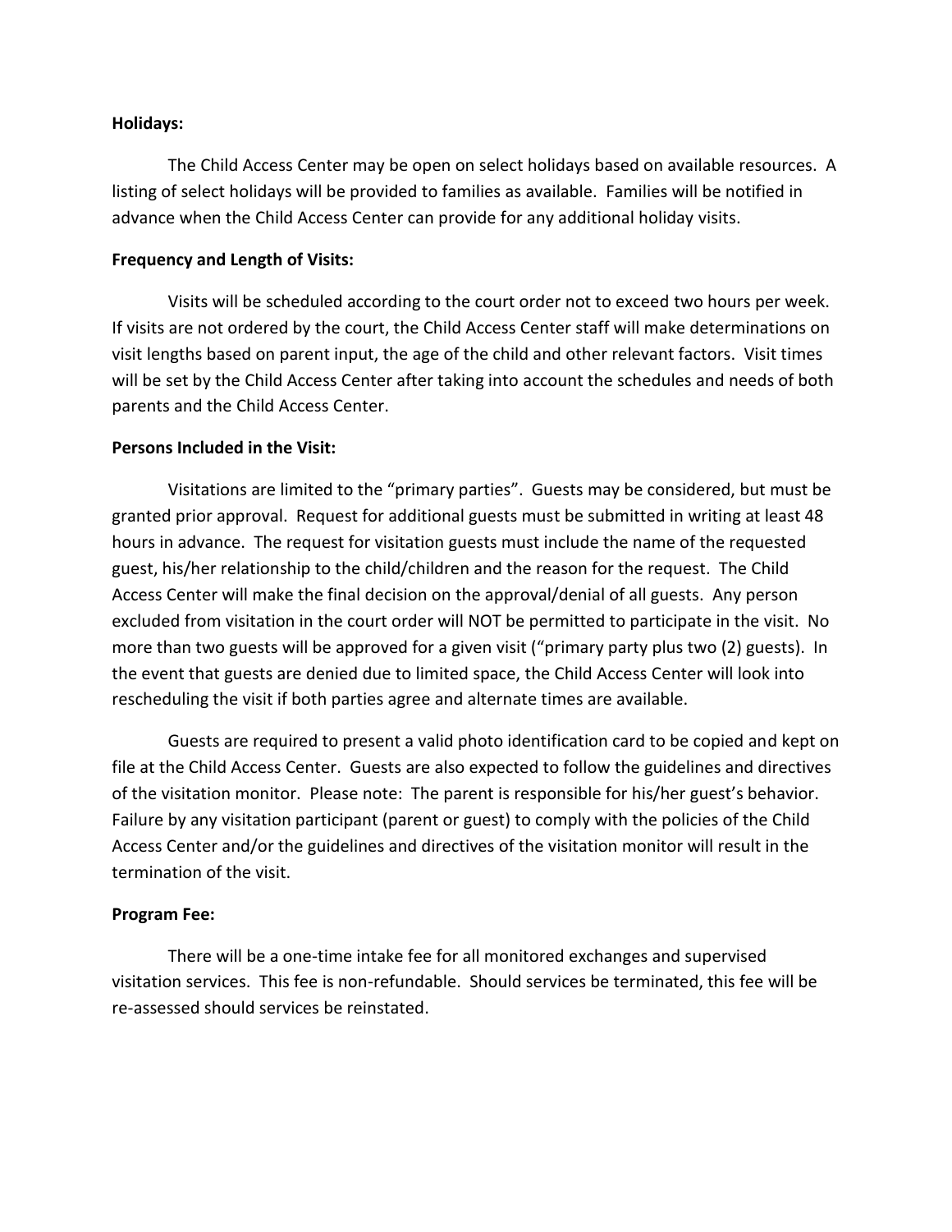**Holidays:**

The Child Access Center may be open on select holidays based on available resources. A listing of select holidays will be provided to families as available. Families will be notified in advance when the Child Access Center can provide for any additional holiday visits.

**Frequency and Length of Visits:**

Visits will be scheduled according to the court order not to exceed two hours per week. If visits are not ordered by the court, the Child Access Center staff will make determinations on visit lengths based on parent input, the age of the child and other relevant factors. Visit times will be set by the Child Access Center after taking into account the schedules and needs of both parents and the Child Access Center.

**Persons Included in the Visit:**

Visitations are limited to the "primary parties". Guests may be considered, but must be granted prior approval. Request for additional guests must be submitted in writing at least 48 hours in advance. The request for visitation guests must include the name of the requested guest, his/her relationship to the child/children and the reason for the request. The Child Access Center will make the final decision on the approval/denial of all guests. Any person excluded from visitation in the court order will NOT be permitted to participate in the visit. No more than two guests will be approved for a given visit ("primary party plus two (2) guests). In the event that guests are denied due to limited space, the Child Access Center will look into rescheduling the visit if both parties agree and alternate times are available.

Guests are required to present a valid photo identification card to be copied and kept on file at the Child Access Center. Guests are also expected to follow the guidelines and directives of the visitation monitor. Please note: The parent is responsible for his/her guest's behavior. Failure by any visitation participant (parent or guest) to comply with the policies of the Child Access Center and/or the guidelines and directives of the visitation monitor will result in the termination of the visit.

**Program Fee:**

There will be a one-time intake fee for all monitored exchanges and supervised visitation services. This fee is non-refundable. Should services be terminated, this fee will be re-assessed should services be reinstated.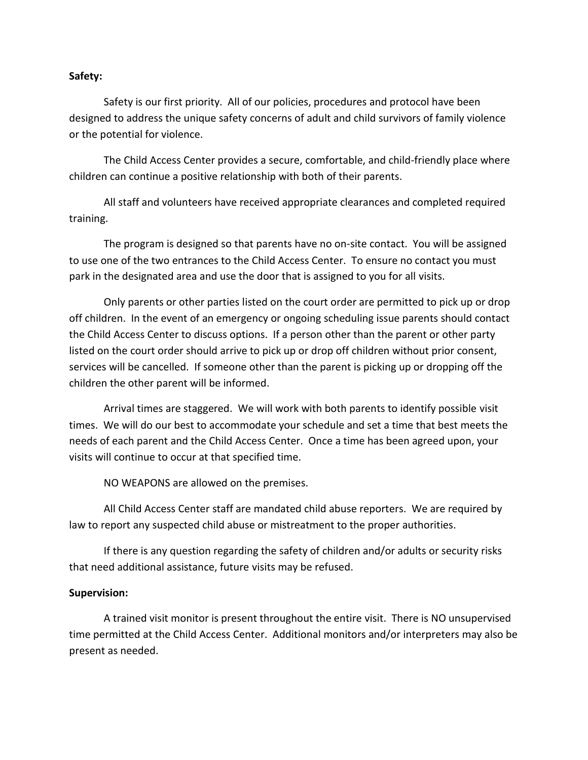**Safety:**

Safety is our first priority. All of our policies, procedures and protocol have been designed to address the unique safety concerns of adult and child survivors of family violence or the potential for violence.

The Child Access Center provides a secure, comfortable, and child-friendly place where children can continue a positive relationship with both of their parents.

All staff and volunteers have received appropriate clearances and completed required training.

The program is designed so that parents have no on-site contact. You will be assigned to use one of the two entrances to the Child Access Center. To ensure no contact you must park in the designated area and use the door that is assigned to you for all visits.

Only parents or other parties listed on the court order are permitted to pick up or drop off children. In the event of an emergency or ongoing scheduling issue parents should contact the Child Access Center to discuss options. If a person other than the parent or other party listed on the court order should arrive to pick up or drop off children without prior consent, services will be cancelled. If someone other than the parent is picking up or dropping off the children the other parent will be informed.

Arrival times are staggered. We will work with both parents to identify possible visit times. We will do our best to accommodate your schedule and set a time that best meets the needs of each parent and the Child Access Center. Once a time has been agreed upon, your visits will continue to occur at that specified time.

NO WEAPONS are allowed on the premises.

All Child Access Center staff are mandated child abuse reporters. We are required by law to report any suspected child abuse or mistreatment to the proper authorities.

If there is any question regarding the safety of children and/or adults or security risks that need additional assistance, future visits may be refused.

**Supervision:**

A trained visit monitor is present throughout the entire visit. There is NO unsupervised time permitted at the Child Access Center. Additional monitors and/or interpreters may also be present as needed.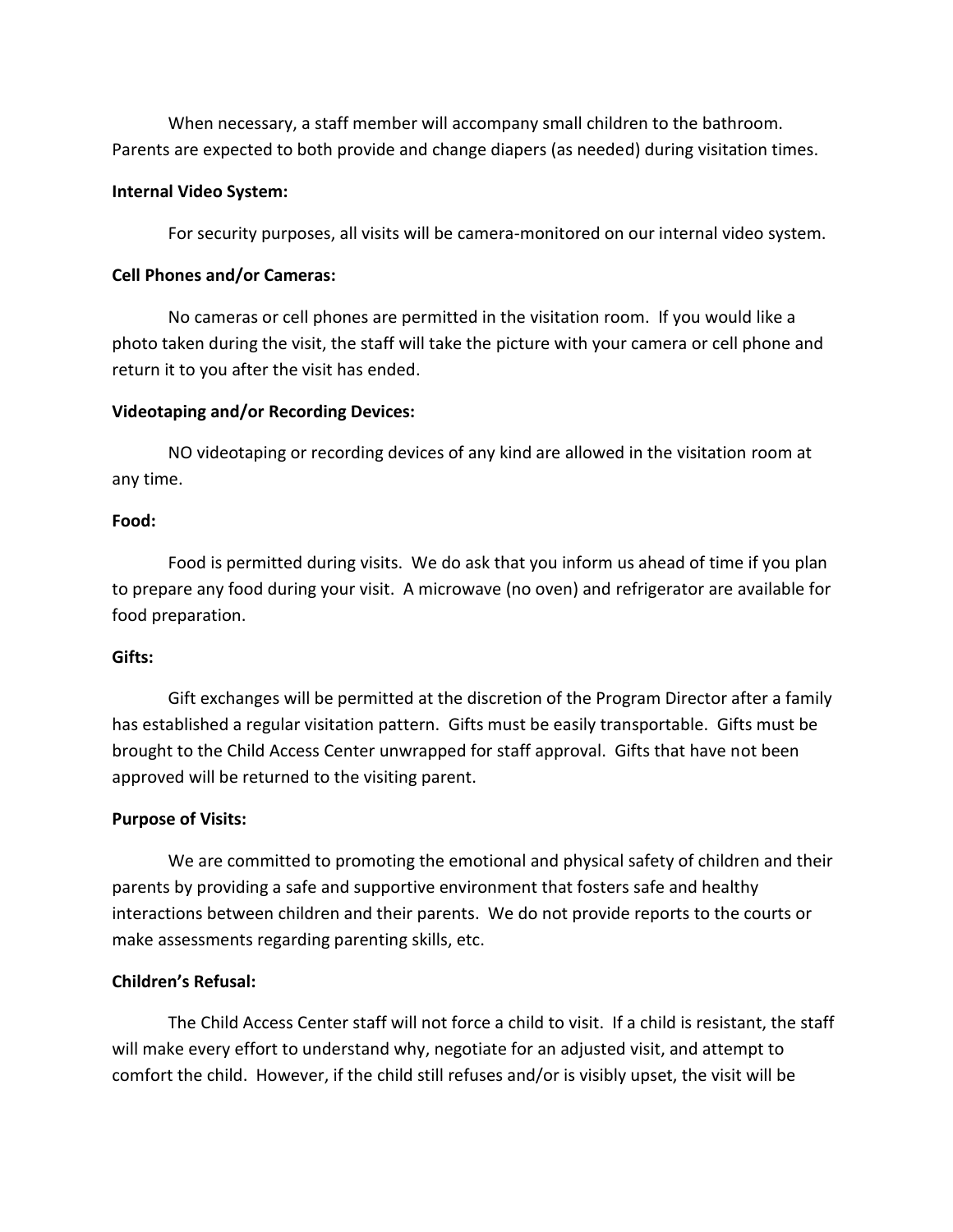When necessary, a staff member will accompany small children to the bathroom. Parents are expected to both provide and change diapers (as needed) during visitation times.

**Internal Video System:**

For security purposes, all visits will be camera-monitored on our internal video system.

**Cell Phones and/or Cameras:**

No cameras or cell phones are permitted in the visitation room. If you would like a photo taken during the visit, the staff will take the picture with your camera or cell phone and return it to you after the visit has ended.

**Videotaping and/or Recording Devices:**

NO videotaping or recording devices of any kind are allowed in the visitation room at any time.

**Food:**

Food is permitted during visits. We do ask that you inform us ahead of time if you plan to prepare any food during your visit. A microwave (no oven) and refrigerator are available for food preparation.

**Gifts:**

Gift exchanges will be permitted at the discretion of the Program Director after a family has established a regular visitation pattern. Gifts must be easily transportable. Gifts must be brought to the Child Access Center unwrapped for staff approval. Gifts that have not been approved will be returned to the visiting parent.

**Purpose of Visits:**

We are committed to promoting the emotional and physical safety of children and their parents by providing a safe and supportive environment that fosters safe and healthy interactions between children and their parents. We do not provide reports to the courts or make assessments regarding parenting skills, etc.

**Children's Refusal:**

The Child Access Center staff will not force a child to visit. If a child is resistant, the staff will make every effort to understand why, negotiate for an adjusted visit, and attempt to comfort the child. However, if the child still refuses and/or is visibly upset, the visit will be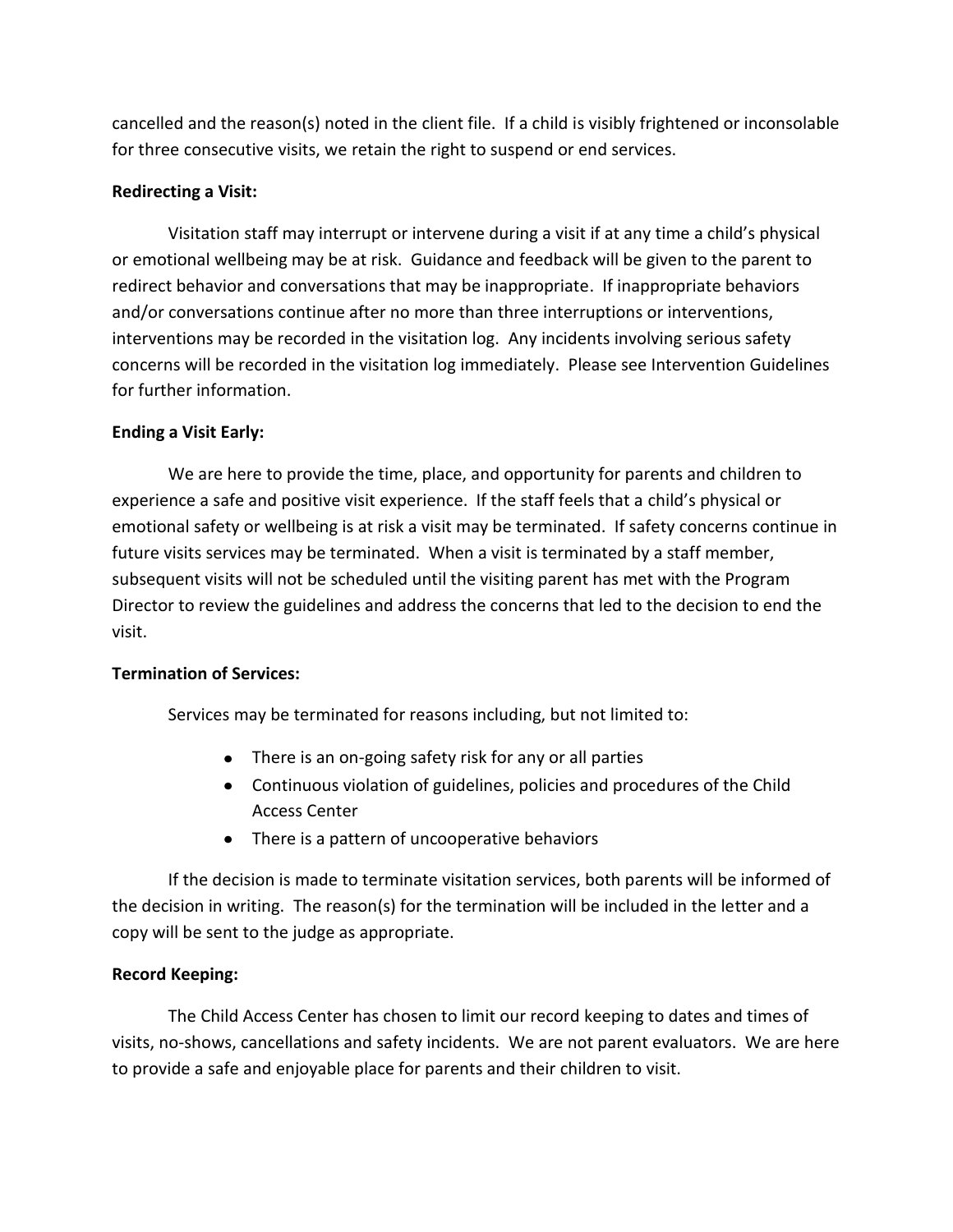cancelled and the reason(s) noted in the client file. If a child is visibly frightened or inconsolable for three consecutive visits, we retain the right to suspend or end services.

**Redirecting a Visit:**

Visitation staff may interrupt or intervene during a visit if at any time a child's physical or emotional wellbeing may be at risk. Guidance and feedback will be given to the parent to redirect behavior and conversations that may be inappropriate. If inappropriate behaviors and/or conversations continue after no more than three interruptions or interventions, interventions may be recorded in the visitation log. Any incidents involving serious safety concerns will be recorded in the visitation log immediately. Please see Intervention Guidelines for further information.

**Ending a Visit Early:**

We are here to provide the time, place, and opportunity for parents and children to experience a safe and positive visit experience. If the staff feels that a child's physical or emotional safety or wellbeing is at risk a visit may be terminated. If safety concerns continue in future visits services may be terminated. When a visit is terminated by a staff member, subsequent visits will not be scheduled until the visiting parent has met with the Program Director to review the guidelines and address the concerns that led to the decision to end the visit.

**Termination of Services:**

Services may be terminated for reasons including, but not limited to:

- There is an on-going safety risk for any or all parties
- Continuous violation of guidelines, policies and procedures of the Child Access Center
- There is a pattern of uncooperative behaviors

If the decision is made to terminate visitation services, both parents will be informed of the decision in writing. The reason(s) for the termination will be included in the letter and a copy will be sent to the judge as appropriate.

**Record Keeping:**

The Child Access Center has chosen to limit our record keeping to dates and times of visits, no-shows, cancellations and safety incidents. We are not parent evaluators. We are here to provide a safe and enjoyable place for parents and their children to visit.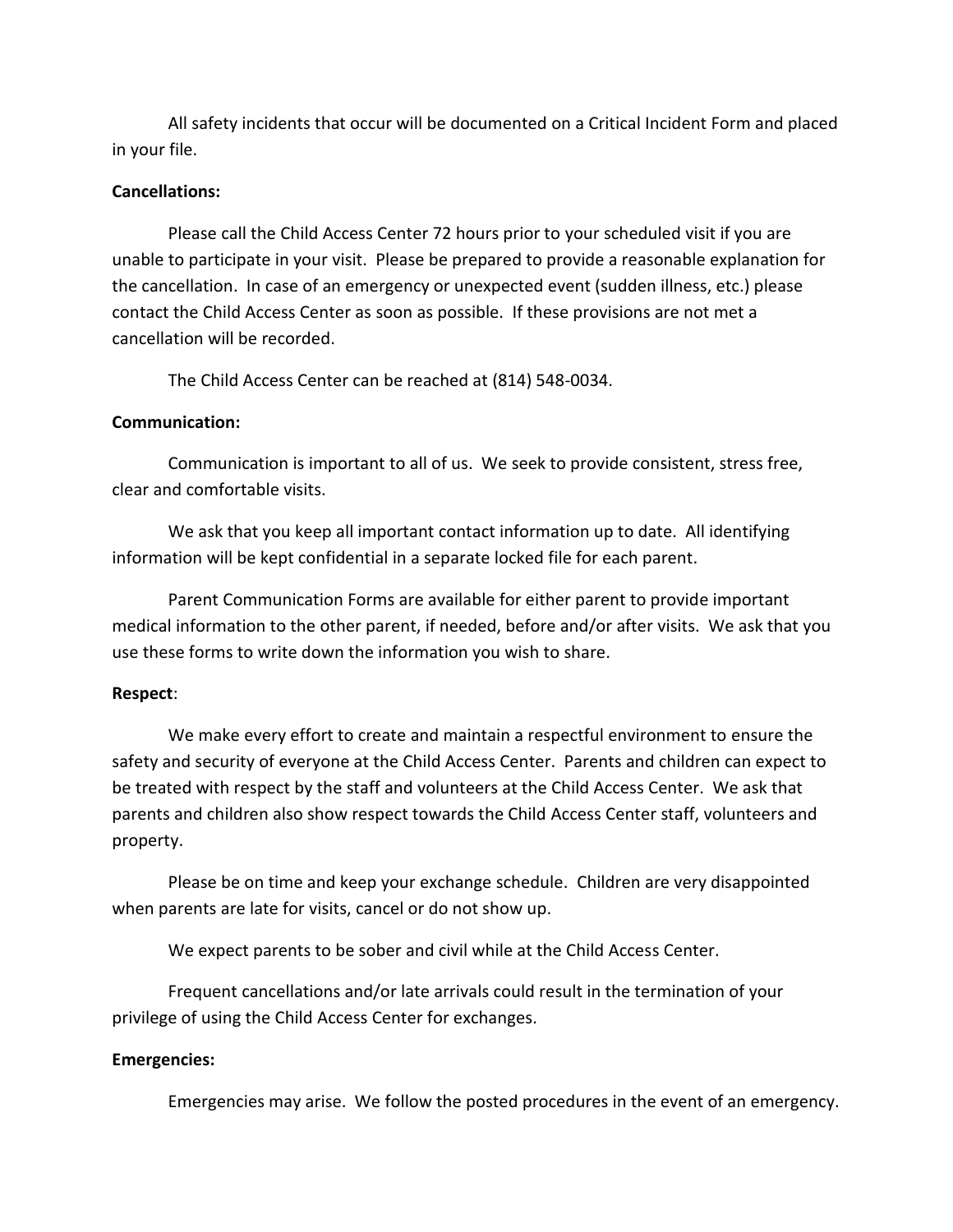All safety incidents that occur will be documented on a Critical Incident Form and placed in your file.

**Cancellations:**

Please call the Child Access Center 72 hours prior to your scheduled visit if you are unable to participate in your visit. Please be prepared to provide a reasonable explanation for the cancellation. In case of an emergency or unexpected event (sudden illness, etc.) please contact the Child Access Center as soon as possible. If these provisions are not met a cancellation will be recorded.

The Child Access Center can be reached at (814) 548-0034.

**Communication:**

Communication is important to all of us. We seek to provide consistent, stress free, clear and comfortable visits.

We ask that you keep all important contact information up to date. All identifying information will be kept confidential in a separate locked file for each parent.

Parent Communication Forms are available for either parent to provide important medical information to the other parent, if needed, before and/or after visits. We ask that you use these forms to write down the information you wish to share.

**Respect**:

We make every effort to create and maintain a respectful environment to ensure the safety and security of everyone at the Child Access Center. Parents and children can expect to be treated with respect by the staff and volunteers at the Child Access Center. We ask that parents and children also show respect towards the Child Access Center staff, volunteers and property.

Please be on time and keep your exchange schedule. Children are very disappointed when parents are late for visits, cancel or do not show up.

We expect parents to be sober and civil while at the Child Access Center.

Frequent cancellations and/or late arrivals could result in the termination of your privilege of using the Child Access Center for exchanges.

**Emergencies:**

Emergencies may arise. We follow the posted procedures in the event of an emergency.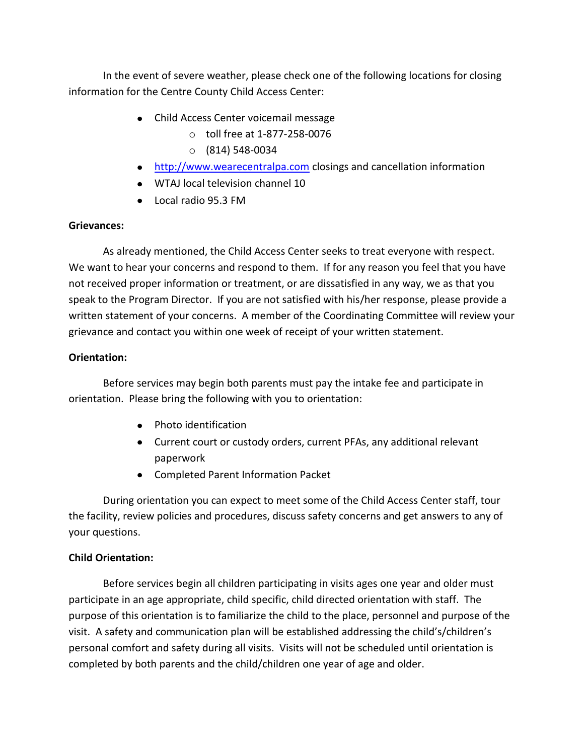In the event of severe weather, please check one of the following locations for closing information for the Centre County Child Access Center:

- Child Access Center voicemail message
  - toll free at 1-877-258-0076
  - (814) 548-0034
- http://www.wearecentralpa.com closings and cancellation information
- WTAJ local television channel 10
- Local radio 95.3 FM

**Grievances:**

As already mentioned, the Child Access Center seeks to treat everyone with respect. We want to hear your concerns and respond to them. If for any reason you feel that you have not received proper information or treatment, or are dissatisfied in any way, we as that you speak to the Program Director. If you are not satisfied with his/her response, please provide a written statement of your concerns. A member of the Coordinating Committee will review your grievance and contact you within one week of receipt of your written statement.

**Orientation:**

Before services may begin both parents must pay the intake fee and participate in orientation. Please bring the following with you to orientation:

- Photo identification
- Current court or custody orders, current PFAs, any additional relevant paperwork
- Completed Parent Information Packet

During orientation you can expect to meet some of the Child Access Center staff, tour the facility, review policies and procedures, discuss safety concerns and get answers to any of your questions.

**Child Orientation:**

Before services begin all children participating in visits ages one year and older must participate in an age appropriate, child specific, child directed orientation with staff. The purpose of this orientation is to familiarize the child to the place, personnel and purpose of the visit. A safety and communication plan will be established addressing the child's/children's personal comfort and safety during all visits. Visits will not be scheduled until orientation is completed by both parents and the child/children one year of age and older.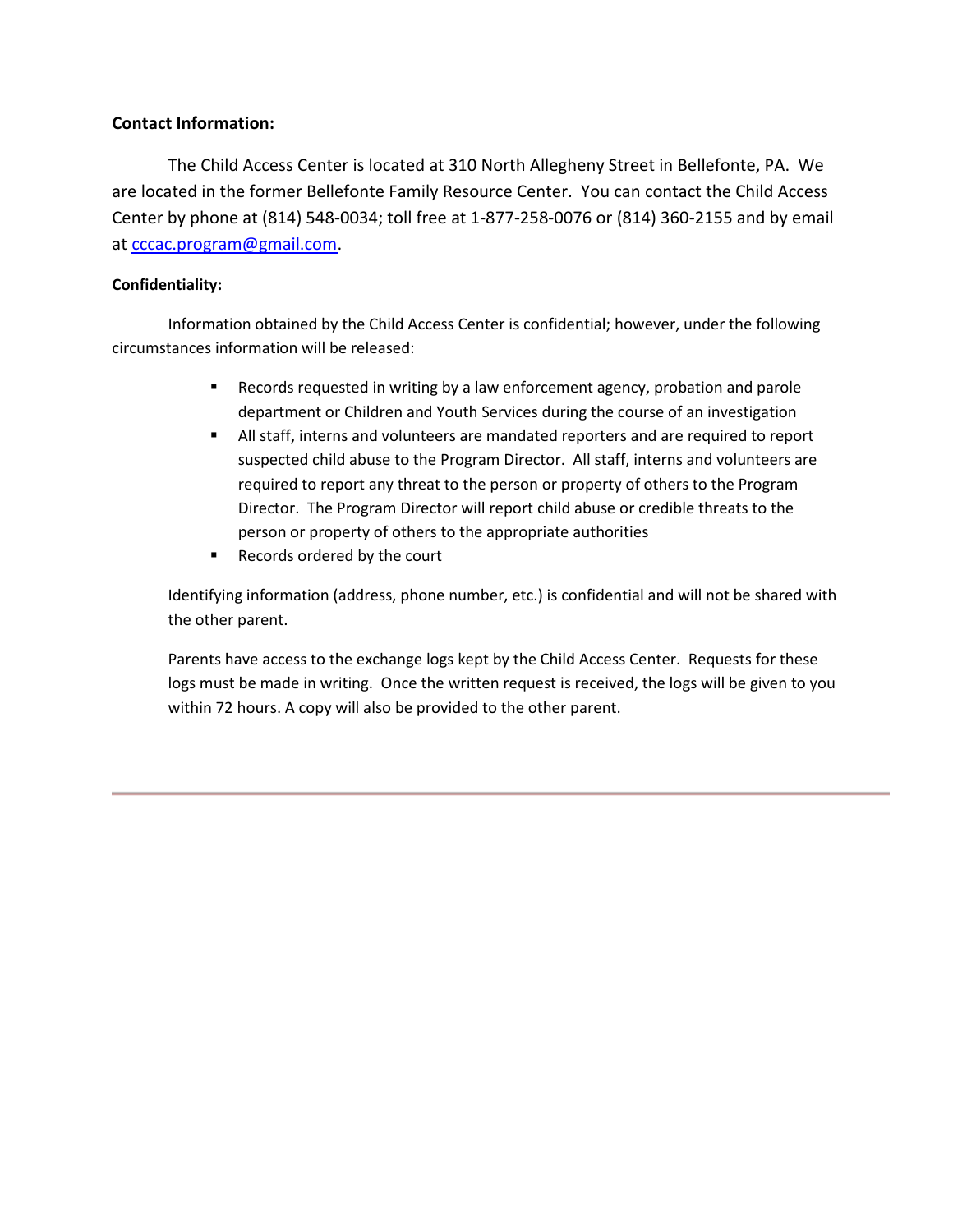**Contact Information:**

The Child Access Center is located at 310 North Allegheny Street in Bellefonte, PA. We are located in the former Bellefonte Family Resource Center. You can contact the Child Access Center by phone at (814) 548-0034; toll free at 1-877-258-0076 or (814) 360-2155 and by email at cccac.program@gmail.com.

**Confidentiality:**

Information obtained by the Child Access Center is confidential; however, under the following circumstances information will be released:

- Records requested in writing by a law enforcement agency, probation and parole department or Children and Youth Services during the course of an investigation
- All staff, interns and volunteers are mandated reporters and are required to report suspected child abuse to the Program Director. All staff, interns and volunteers are required to report any threat to the person or property of others to the Program Director. The Program Director will report child abuse or credible threats to the person or property of others to the appropriate authorities
- Records ordered by the court

Identifying information (address, phone number, etc.) is confidential and will not be shared with the other parent.

Parents have access to the exchange logs kept by the Child Access Center. Requests for these logs must be made in writing. Once the written request is received, the logs will be given to you within 72 hours. A copy will also be provided to the other parent.

---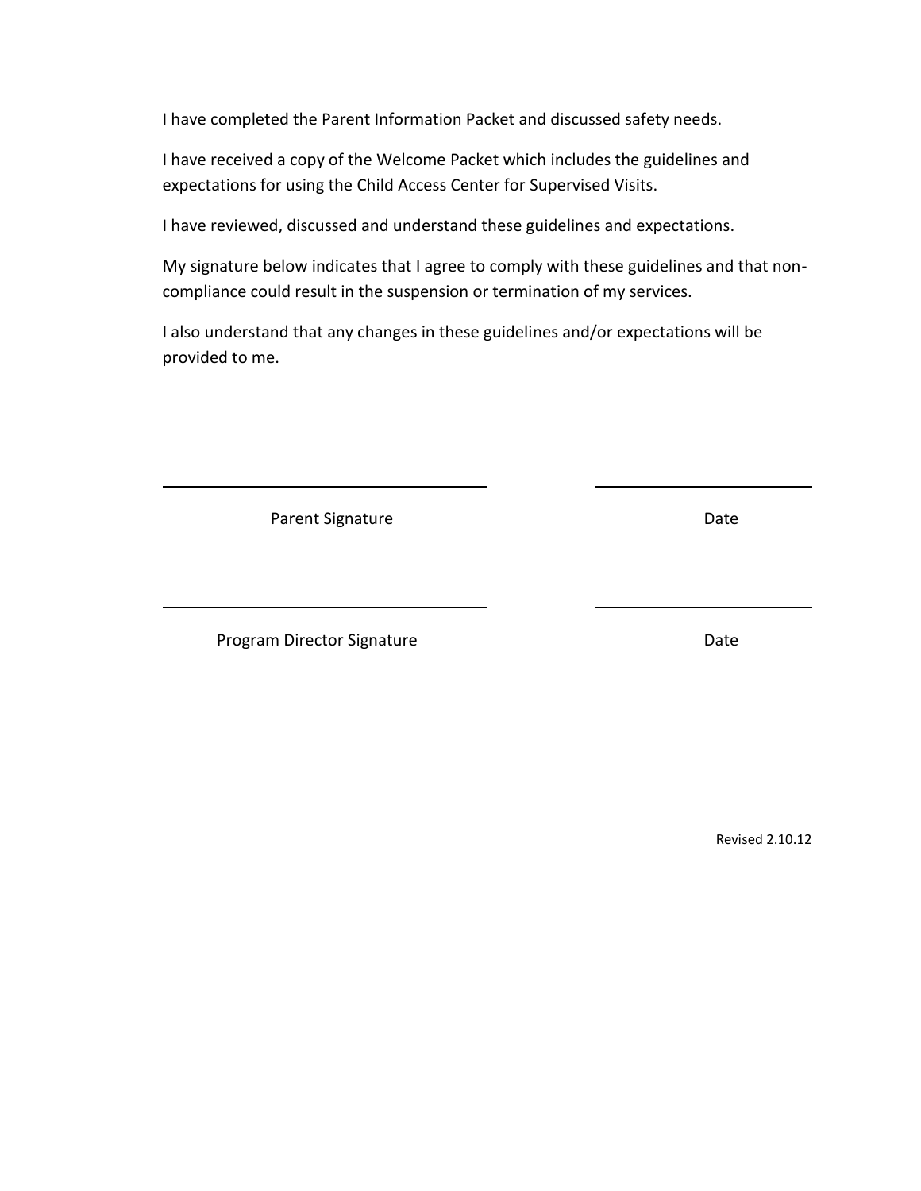I have completed the Parent Information Packet and discussed safety needs.

I have received a copy of the Welcome Packet which includes the guidelines and expectations for using the Child Access Center for Supervised Visits.

I have reviewed, discussed and understand these guidelines and expectations.

My signature below indicates that I agree to comply with these guidelines and that non-compliance could result in the suspension or termination of my services.

I also understand that any changes in these guidelines and/or expectations will be provided to me.

_________________________________ &nbsp;&nbsp;&nbsp;&nbsp; ______________________

Parent Signature &nbsp;&nbsp;&nbsp;&nbsp;&nbsp;&nbsp;&nbsp;&nbsp;&nbsp;&nbsp;&nbsp;&nbsp;&nbsp;&nbsp;&nbsp;&nbsp;&nbsp;&nbsp;&nbsp;&nbsp;&nbsp;&nbsp;&nbsp;&nbsp;&nbsp;&nbsp;&nbsp;&nbsp;&nbsp;&nbsp;&nbsp;&nbsp; Date

_________________________________ &nbsp;&nbsp;&nbsp;&nbsp; ______________________

Program Director Signature &nbsp;&nbsp;&nbsp;&nbsp;&nbsp;&nbsp;&nbsp;&nbsp;&nbsp;&nbsp;&nbsp;&nbsp;&nbsp;&nbsp;&nbsp;&nbsp;&nbsp;&nbsp;&nbsp;&nbsp; Date

Revised 2.10.12